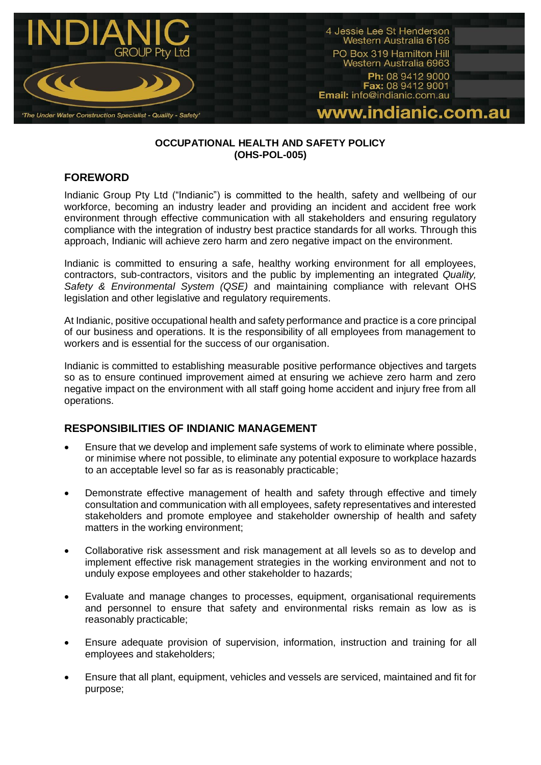# INDIANIC GROUP Pty Ltd

'The Under Water Construction Specialist - Quality - Safety'

4 Jessie Lee St Henderson
Western Australia 6166

PO Box 319 Hamilton Hill
Western Australia 6963

**Ph:** 08 9412 9000
**Fax:** 08 9412 9001
**Email:** info@indianic.com.au

**www.indianic.com.au**

**OCCUPATIONAL HEALTH AND SAFETY POLICY**
**(OHS-POL-005)**

## FOREWORD

Indianic Group Pty Ltd ("Indianic") is committed to the health, safety and wellbeing of our workforce, becoming an industry leader and providing an incident and accident free work environment through effective communication with all stakeholders and ensuring regulatory compliance with the integration of industry best practice standards for all works. Through this approach, Indianic will achieve zero harm and zero negative impact on the environment.

Indianic is committed to ensuring a safe, healthy working environment for all employees, contractors, sub-contractors, visitors and the public by implementing an integrated *Quality, Safety & Environmental System (QSE)* and maintaining compliance with relevant OHS legislation and other legislative and regulatory requirements.

At Indianic, positive occupational health and safety performance and practice is a core principal of our business and operations. It is the responsibility of all employees from management to workers and is essential for the success of our organisation.

Indianic is committed to establishing measurable positive performance objectives and targets so as to ensure continued improvement aimed at ensuring we achieve zero harm and zero negative impact on the environment with all staff going home accident and injury free from all operations.

## RESPONSIBILITIES OF INDIANIC MANAGEMENT

- Ensure that we develop and implement safe systems of work to eliminate where possible, or minimise where not possible, to eliminate any potential exposure to workplace hazards to an acceptable level so far as is reasonably practicable;
- Demonstrate effective management of health and safety through effective and timely consultation and communication with all employees, safety representatives and interested stakeholders and promote employee and stakeholder ownership of health and safety matters in the working environment;
- Collaborative risk assessment and risk management at all levels so as to develop and implement effective risk management strategies in the working environment and not to unduly expose employees and other stakeholder to hazards;
- Evaluate and manage changes to processes, equipment, organisational requirements and personnel to ensure that safety and environmental risks remain as low as is reasonably practicable;
- Ensure adequate provision of supervision, information, instruction and training for all employees and stakeholders;
- Ensure that all plant, equipment, vehicles and vessels are serviced, maintained and fit for purpose;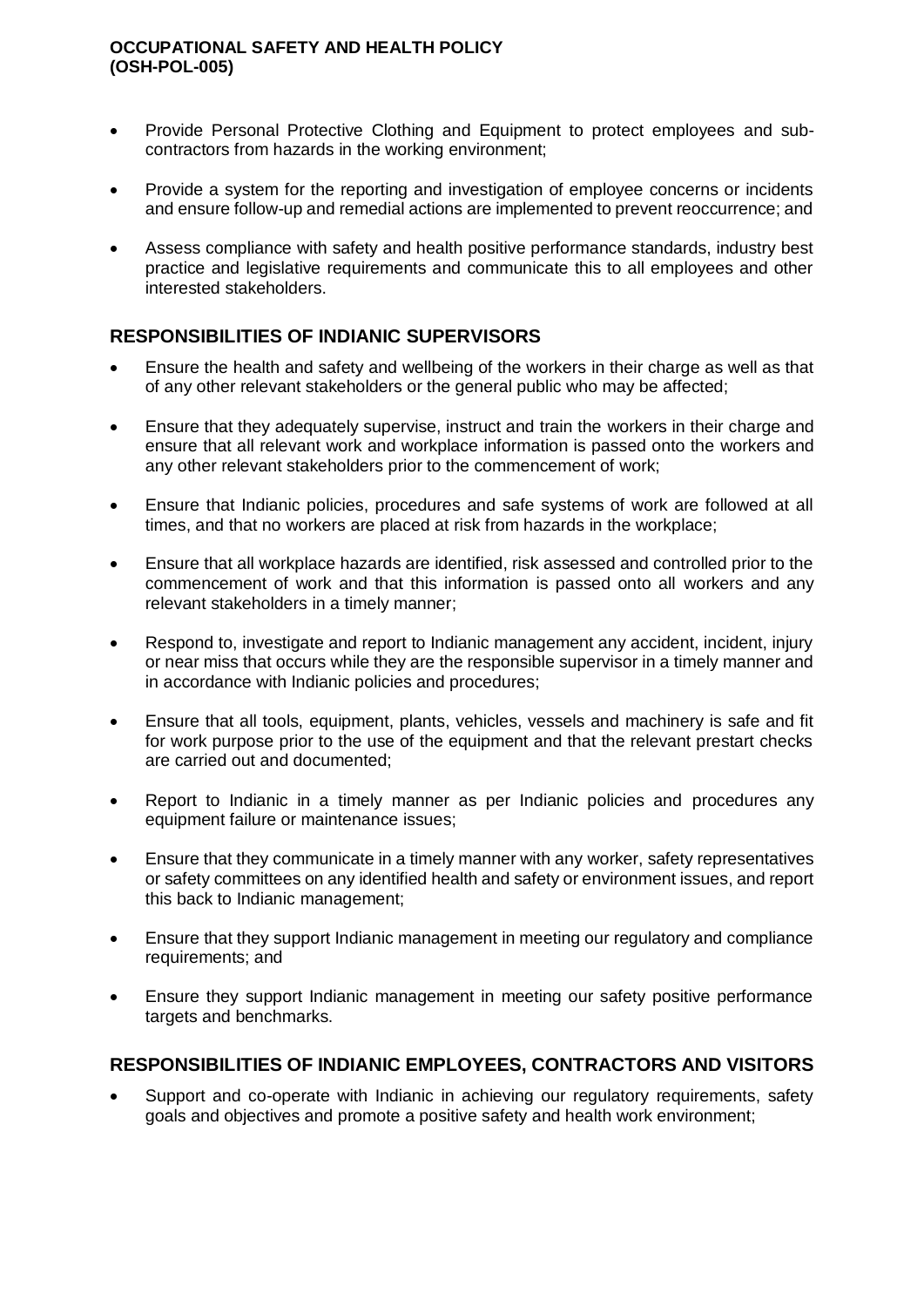- Provide Personal Protective Clothing and Equipment to protect employees and sub-contractors from hazards in the working environment;
- Provide a system for the reporting and investigation of employee concerns or incidents and ensure follow-up and remedial actions are implemented to prevent reoccurrence; and
- Assess compliance with safety and health positive performance standards, industry best practice and legislative requirements and communicate this to all employees and other interested stakeholders.

## RESPONSIBILITIES OF INDIANIC SUPERVISORS

- Ensure the health and safety and wellbeing of the workers in their charge as well as that of any other relevant stakeholders or the general public who may be affected;
- Ensure that they adequately supervise, instruct and train the workers in their charge and ensure that all relevant work and workplace information is passed onto the workers and any other relevant stakeholders prior to the commencement of work;
- Ensure that Indianic policies, procedures and safe systems of work are followed at all times, and that no workers are placed at risk from hazards in the workplace;
- Ensure that all workplace hazards are identified, risk assessed and controlled prior to the commencement of work and that this information is passed onto all workers and any relevant stakeholders in a timely manner;
- Respond to, investigate and report to Indianic management any accident, incident, injury or near miss that occurs while they are the responsible supervisor in a timely manner and in accordance with Indianic policies and procedures;
- Ensure that all tools, equipment, plants, vehicles, vessels and machinery is safe and fit for work purpose prior to the use of the equipment and that the relevant prestart checks are carried out and documented;
- Report to Indianic in a timely manner as per Indianic policies and procedures any equipment failure or maintenance issues;
- Ensure that they communicate in a timely manner with any worker, safety representatives or safety committees on any identified health and safety or environment issues, and report this back to Indianic management;
- Ensure that they support Indianic management in meeting our regulatory and compliance requirements; and
- Ensure they support Indianic management in meeting our safety positive performance targets and benchmarks.

## RESPONSIBILITIES OF INDIANIC EMPLOYEES, CONTRACTORS AND VISITORS

- Support and co-operate with Indianic in achieving our regulatory requirements, safety goals and objectives and promote a positive safety and health work environment;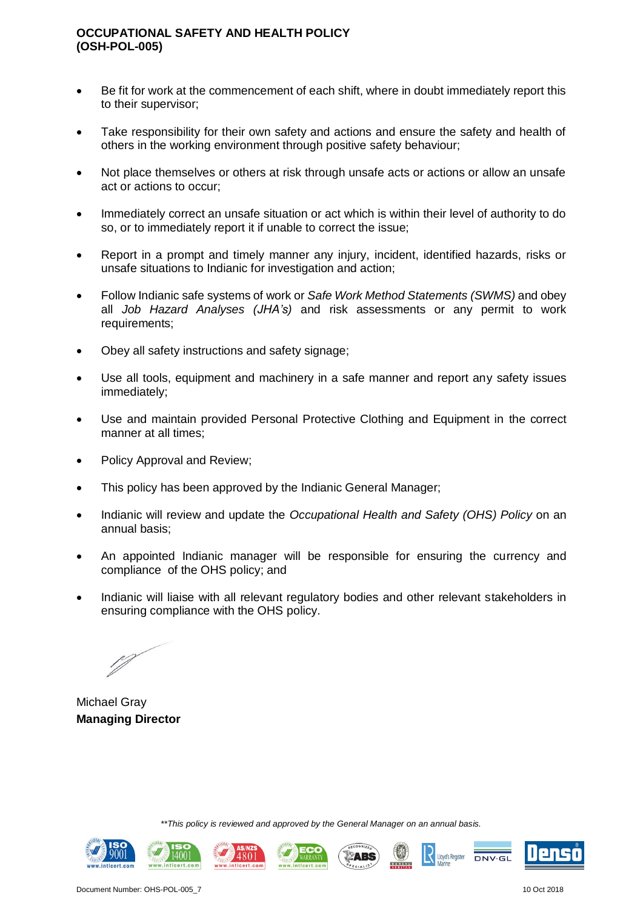- Be fit for work at the commencement of each shift, where in doubt immediately report this to their supervisor;
- Take responsibility for their own safety and actions and ensure the safety and health of others in the working environment through positive safety behaviour;
- Not place themselves or others at risk through unsafe acts or actions or allow an unsafe act or actions to occur;
- Immediately correct an unsafe situation or act which is within their level of authority to do so, or to immediately report it if unable to correct the issue;
- Report in a prompt and timely manner any injury, incident, identified hazards, risks or unsafe situations to Indianic for investigation and action;
- Follow Indianic safe systems of work or *Safe Work Method Statements (SWMS)* and obey all *Job Hazard Analyses (JHA's)* and risk assessments or any permit to work requirements;
- Obey all safety instructions and safety signage;
- Use all tools, equipment and machinery in a safe manner and report any safety issues immediately;
- Use and maintain provided Personal Protective Clothing and Equipment in the correct manner at all times;
- Policy Approval and Review;
- This policy has been approved by the Indianic General Manager;
- Indianic will review and update the *Occupational Health and Safety (OHS) Policy* on an annual basis;
- An appointed Indianic manager will be responsible for ensuring the currency and compliance of the OHS policy; and
- Indianic will liaise with all relevant regulatory bodies and other relevant stakeholders in ensuring compliance with the OHS policy.

Michael Gray
**Managing Director**

*\*\*This policy is reviewed and approved by the General Manager on an annual basis.*